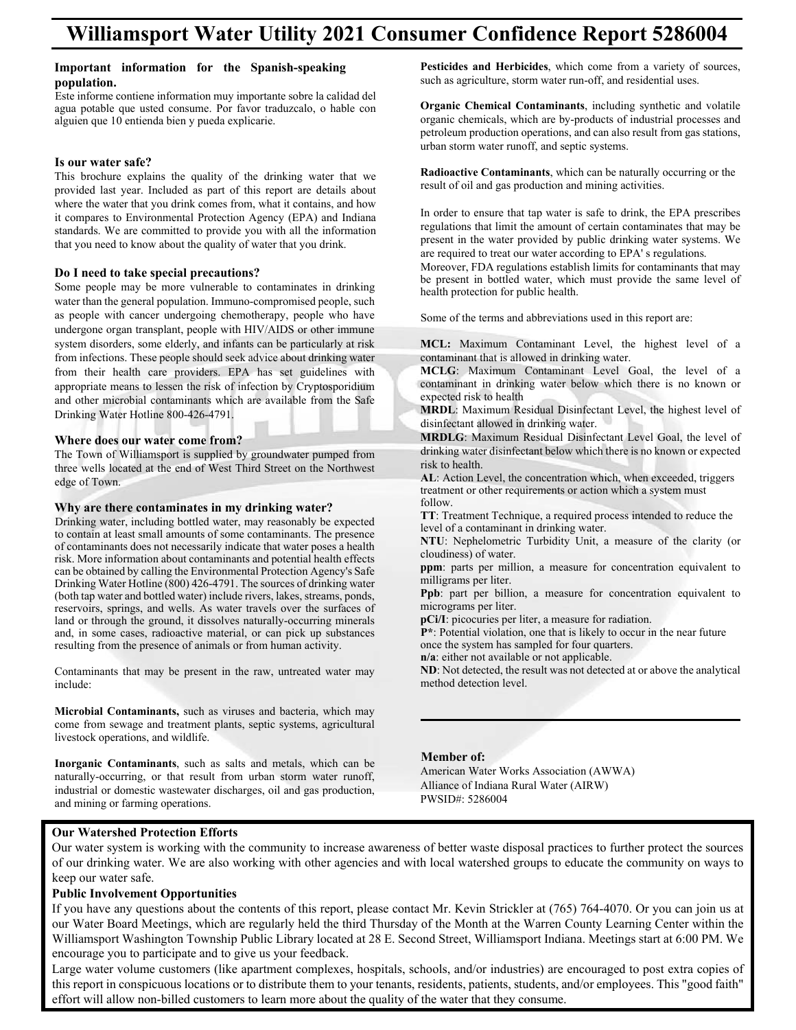# Williamsport Water Utility 2021 Consumer Confidence Report 5286004

**Important information for the Spanish-speaking population.**

Este informe contiene information muy importante sobre la calidad del agua potable que usted consume. Por favor traduzcalo, o hable con alguien que 10 entienda bien y pueda explicarie.

### Is our water safe?

This brochure explains the quality of the drinking water that we provided last year. Included as part of this report are details about where the water that you drink comes from, what it contains, and how it compares to Environmental Protection Agency (EPA) and Indiana standards. We are committed to provide you with all the information that you need to know about the quality of water that you drink.

### Do I need to take special precautions?

Some people may be more vulnerable to contaminates in drinking water than the general population. Immuno-compromised people, such as people with cancer undergoing chemotherapy, people who have undergone organ transplant, people with HIV/AIDS or other immune system disorders, some elderly, and infants can be particularly at risk from infections. These people should seek advice about drinking water from their health care providers. EPA has set guidelines with appropriate means to lessen the risk of infection by Cryptosporidium and other microbial contaminants which are available from the Safe Drinking Water Hotline 800-426-4791.

### Where does our water come from?

The Town of Williamsport is supplied by groundwater pumped from three wells located at the end of West Third Street on the Northwest edge of Town.

### Why are there contaminates in my drinking water?

Drinking water, including bottled water, may reasonably be expected to contain at least small amounts of some contaminants. The presence of contaminants does not necessarily indicate that water poses a health risk. More information about contaminants and potential health effects can be obtained by calling the Environmental Protection Agency's Safe Drinking Water Hotline (800) 426-4791. The sources of drinking water (both tap water and bottled water) include rivers, lakes, streams, ponds, reservoirs, springs, and wells. As water travels over the surfaces of land or through the ground, it dissolves naturally-occurring minerals and, in some cases, radioactive material, or can pick up substances resulting from the presence of animals or from human activity.

Contaminants that may be present in the raw, untreated water may include:

**Microbial Contaminants,** such as viruses and bacteria, which may come from sewage and treatment plants, septic systems, agricultural livestock operations, and wildlife.

**Inorganic Contaminants**, such as salts and metals, which can be naturally-occurring, or that result from urban storm water runoff, industrial or domestic wastewater discharges, oil and gas production, and mining or farming operations.

**Pesticides and Herbicides**, which come from a variety of sources, such as agriculture, storm water run-off, and residential uses.

**Organic Chemical Contaminants**, including synthetic and volatile organic chemicals, which are by-products of industrial processes and petroleum production operations, and can also result from gas stations, urban storm water runoff, and septic systems.

**Radioactive Contaminants**, which can be naturally occurring or the result of oil and gas production and mining activities.

In order to ensure that tap water is safe to drink, the EPA prescribes regulations that limit the amount of certain contaminates that may be present in the water provided by public drinking water systems. We are required to treat our water according to EPA' s regulations. Moreover, FDA regulations establish limits for contaminants that may be present in bottled water, which must provide the same level of health protection for public health.

Some of the terms and abbreviations used in this report are:

**MCL:** Maximum Contaminant Level, the highest level of a contaminant that is allowed in drinking water.
**MCLG**: Maximum Contaminant Level Goal, the level of a contaminant in drinking water below which there is no known or expected risk to health
**MRDL**: Maximum Residual Disinfectant Level, the highest level of disinfectant allowed in drinking water.
**MRDLG**: Maximum Residual Disinfectant Level Goal, the level of drinking water disinfectant below which there is no known or expected risk to health.
**AL**: Action Level, the concentration which, when exceeded, triggers treatment or other requirements or action which a system must follow.
**TT**: Treatment Technique, a required process intended to reduce the level of a contaminant in drinking water.
**NTU**: Nephelometric Turbidity Unit, a measure of the clarity (or cloudiness) of water.
**ppm**: parts per million, a measure for concentration equivalent to milligrams per liter.
**Ppb**: part per billion, a measure for concentration equivalent to micrograms per liter.
**pCi/l**: picocuries per liter, a measure for radiation.
**P***: Potential violation, one that is likely to occur in the near future once the system has sampled for four quarters.
**n/a**: either not available or not applicable.
**ND**: Not detected, the result was not detected at or above the analytical method detection level.

**Member of:**
American Water Works Association (AWWA)
Alliance of Indiana Rural Water (AIRW)
PWSID#: 5286004

### Our Watershed Protection Efforts

Our water system is working with the community to increase awareness of better waste disposal practices to further protect the sources of our drinking water. We are also working with other agencies and with local watershed groups to educate the community on ways to keep our water safe.

### Public Involvement Opportunities

If you have any questions about the contents of this report, please contact Mr. Kevin Strickler at (765) 764-4070. Or you can join us at our Water Board Meetings, which are regularly held the third Thursday of the Month at the Warren County Learning Center within the Williamsport Washington Township Public Library located at 28 E. Second Street, Williamsport Indiana. Meetings start at 6:00 PM. We encourage you to participate and to give us your feedback.

Large water volume customers (like apartment complexes, hospitals, schools, and/or industries) are encouraged to post extra copies of this report in conspicuous locations or to distribute them to your tenants, residents, patients, students, and/or employees. This "good faith" effort will allow non-billed customers to learn more about the quality of the water that they consume.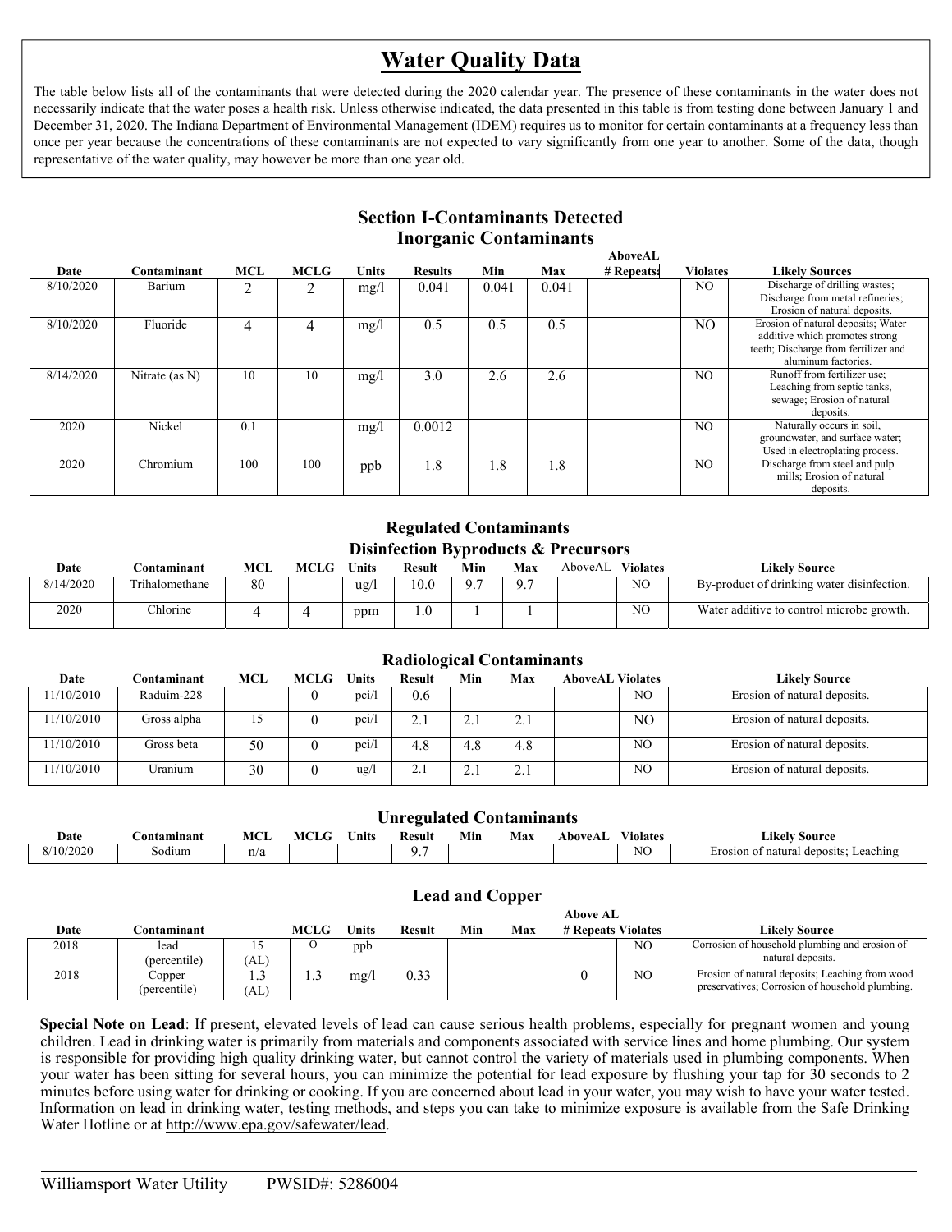# Water Quality Data

The table below lists all of the contaminants that were detected during the 2020 calendar year. The presence of these contaminants in the water does not necessarily indicate that the water poses a health risk. Unless otherwise indicated, the data presented in this table is from testing done between January 1 and December 31, 2020. The Indiana Department of Environmental Management (IDEM) requires us to monitor for certain contaminants at a frequency less than once per year because the concentrations of these contaminants are not expected to vary significantly from one year to another. Some of the data, though representative of the water quality, may however be more than one year old.

## Section I-Contaminants Detected

### Inorganic Contaminants

| Date | Contaminant | MCL | MCLG | Units | Results | Min | Max | AboveAL # Repeats | Violates | Likely Sources |
|---|---|---|---|---|---|---|---|---|---|---|
| 8/10/2020 | Barium | 2 | 2 | mg/l | 0.041 | 0.041 | 0.041 | | NO | Discharge of drilling wastes; Discharge from metal refineries; Erosion of natural deposits. |
| 8/10/2020 | Fluoride | 4 | 4 | mg/l | 0.5 | 0.5 | 0.5 | | NO | Erosion of natural deposits; Water additive which promotes strong teeth; Discharge from fertilizer and aluminum factories. |
| 8/14/2020 | Nitrate (as N) | 10 | 10 | mg/l | 3.0 | 2.6 | 2.6 | | NO | Runoff from fertilizer use; Leaching from septic tanks, sewage; Erosion of natural deposits. |
| 2020 | Nickel | 0.1 | | mg/l | 0.0012 | | | | NO | Naturally occurs in soil, groundwater, and surface water; Used in electroplating process. |
| 2020 | Chromium | 100 | 100 | ppb | 1.8 | 1.8 | 1.8 | | NO | Discharge from steel and pulp mills; Erosion of natural deposits. |

### Regulated Contaminants
### Disinfection Byproducts & Precursors

| Date | Contaminant | MCL | MCLG | Units | Result | Min | Max | AboveAL | Violates | Likely Source |
|---|---|---|---|---|---|---|---|---|---|---|
| 8/14/2020 | Trihalomethane | 80 | | ug/l | 10.0 | 9.7 | 9.7 | | NO | By-product of drinking water disinfection. |
| 2020 | Chlorine | 4 | 4 | ppm | 1.0 | 1 | 1 | | NO | Water additive to control microbe growth. |

### Radiological Contaminants

| Date | Contaminant | MCL | MCLG | Units | Result | Min | Max | AboveAL | Violates | Likely Source |
|---|---|---|---|---|---|---|---|---|---|---|
| 11/10/2010 | Raduim-228 | | 0 | pci/l | 0.6 | | | | NO | Erosion of natural deposits. |
| 11/10/2010 | Gross alpha | 15 | 0 | pci/l | 2.1 | 2.1 | 2.1 | | NO | Erosion of natural deposits. |
| 11/10/2010 | Gross beta | 50 | 0 | pci/l | 4.8 | 4.8 | 4.8 | | NO | Erosion of natural deposits. |
| 11/10/2010 | Uranium | 30 | 0 | ug/l | 2.1 | 2.1 | 2.1 | | NO | Erosion of natural deposits. |

### Unregulated Contaminants

| Date | Contaminant | MCL | MCLG | Units | Result | Min | Max | AboveAL | Violates | Likely Source |
|---|---|---|---|---|---|---|---|---|---|---|
| 8/10/2020 | Sodium | n/a | | | 9.7 | | | | NO | Erosion of natural deposits; Leaching |

### Lead and Copper

| Date | Contaminant | | MCLG | Units | Result | Min | Max | Above AL # Repeats | Violates | Likely Source |
|---|---|---|---|---|---|---|---|---|---|---|
| 2018 | lead (percentile) | 15 (AL) | O | ppb | | | | | NO | Corrosion of household plumbing and erosion of natural deposits. |
| 2018 | Copper (percentile) | 1.3 (AL) | 1.3 | mg/l | 0.33 | | | 0 | NO | Erosion of natural deposits; Leaching from wood preservatives; Corrosion of household plumbing. |

**Special Note on Lead**: If present, elevated levels of lead can cause serious health problems, especially for pregnant women and young children. Lead in drinking water is primarily from materials and components associated with service lines and home plumbing. Our system is responsible for providing high quality drinking water, but cannot control the variety of materials used in plumbing components. When your water has been sitting for several hours, you can minimize the potential for lead exposure by flushing your tap for 30 seconds to 2 minutes before using water for drinking or cooking. If you are concerned about lead in your water, you may wish to have your water tested. Information on lead in drinking water, testing methods, and steps you can take to minimize exposure is available from the Safe Drinking Water Hotline or at http://www.epa.gov/safewater/lead.

Williamsport Water Utility PWSID#: 5286004